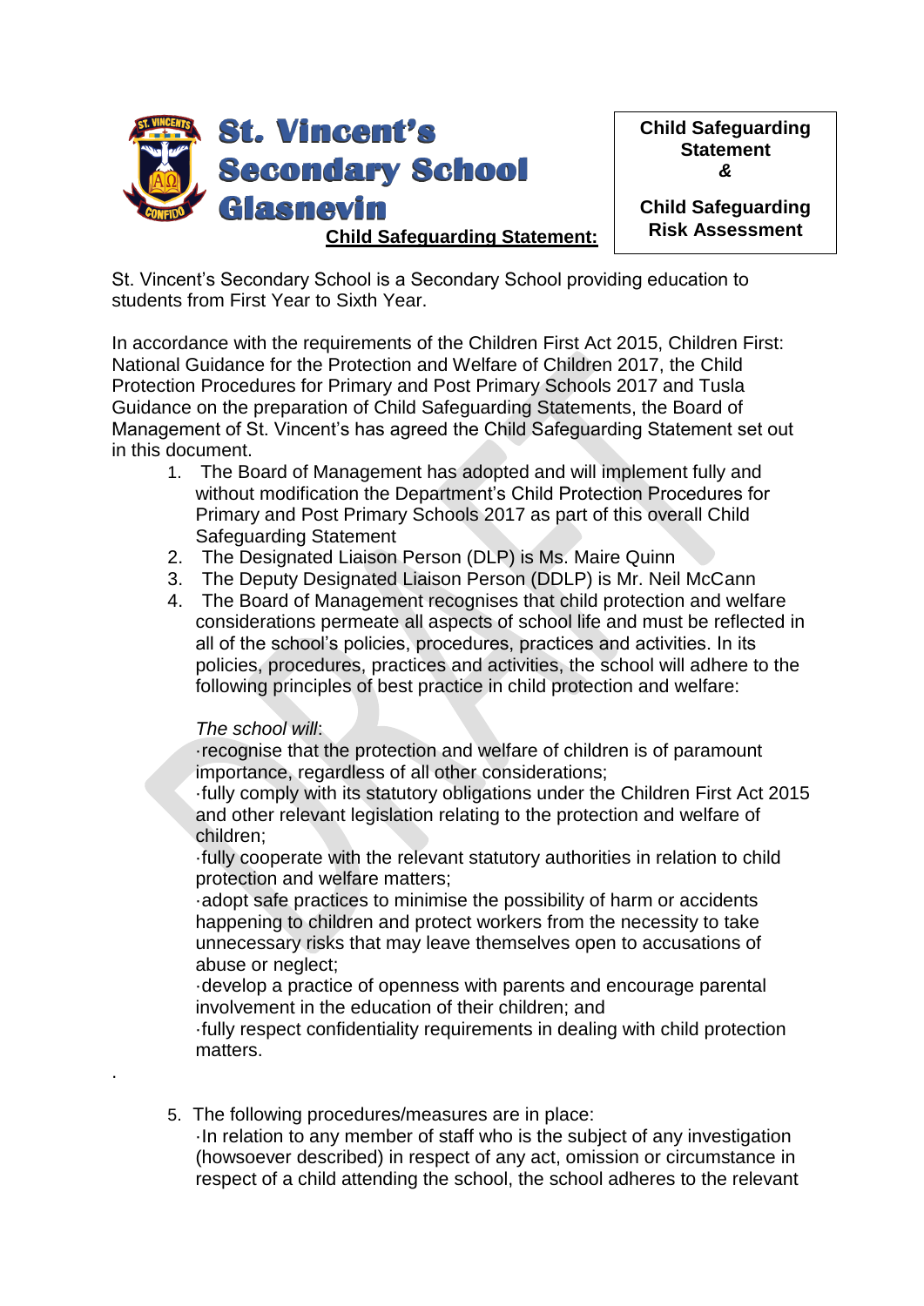# St. Vincent's Secondary School Glasnevin

**Child Safeguarding Statement & Child Safeguarding Risk Assessment**

## Child Safeguarding Statement:

St. Vincent's Secondary School is a Secondary School providing education to students from First Year to Sixth Year.

In accordance with the requirements of the Children First Act 2015, Children First: National Guidance for the Protection and Welfare of Children 2017, the Child Protection Procedures for Primary and Post Primary Schools 2017 and Tusla Guidance on the preparation of Child Safeguarding Statements, the Board of Management of St. Vincent's has agreed the Child Safeguarding Statement set out in this document.

1. The Board of Management has adopted and will implement fully and without modification the Department's Child Protection Procedures for Primary and Post Primary Schools 2017 as part of this overall Child Safeguarding Statement
2. The Designated Liaison Person (DLP) is Ms. Maire Quinn
3. The Deputy Designated Liaison Person (DDLP) is Mr. Neil McCann
4. The Board of Management recognises that child protection and welfare considerations permeate all aspects of school life and must be reflected in all of the school's policies, procedures, practices and activities. In its policies, procedures, practices and activities, the school will adhere to the following principles of best practice in child protection and welfare:

   *The school will*:
   
   ·recognise that the protection and welfare of children is of paramount importance, regardless of all other considerations;
   
   ·fully comply with its statutory obligations under the Children First Act 2015 and other relevant legislation relating to the protection and welfare of children;
   
   ·fully cooperate with the relevant statutory authorities in relation to child protection and welfare matters;
   
   ·adopt safe practices to minimise the possibility of harm or accidents happening to children and protect workers from the necessity to take unnecessary risks that may leave themselves open to accusations of abuse or neglect;
   
   ·develop a practice of openness with parents and encourage parental involvement in the education of their children; and
   
   ·fully respect confidentiality requirements in dealing with child protection matters.

5. The following procedures/measures are in place:

   ·In relation to any member of staff who is the subject of any investigation (howsoever described) in respect of any act, omission or circumstance in respect of a child attending the school, the school adheres to the relevant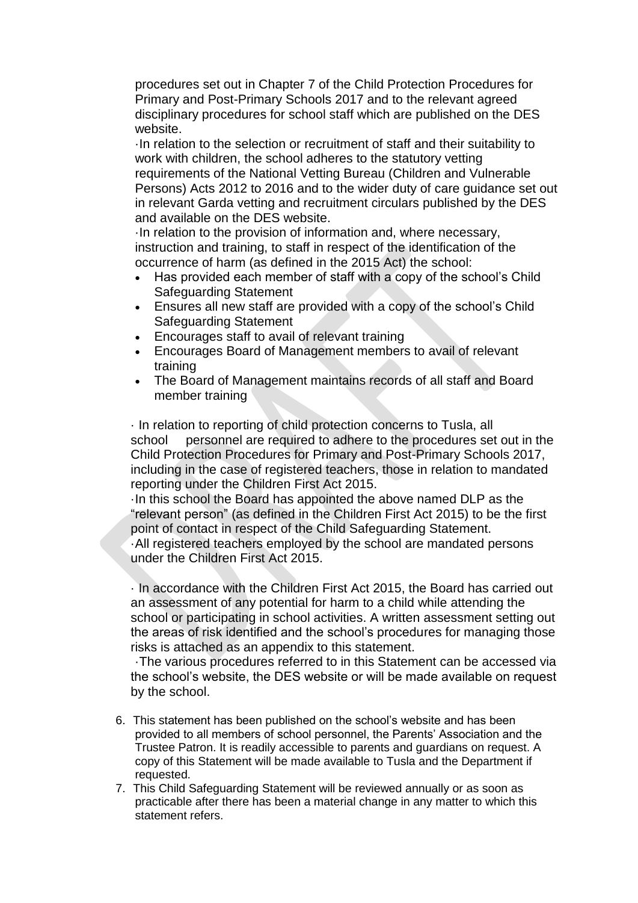procedures set out in Chapter 7 of the Child Protection Procedures for Primary and Post-Primary Schools 2017 and to the relevant agreed disciplinary procedures for school staff which are published on the DES website.

·In relation to the selection or recruitment of staff and their suitability to work with children, the school adheres to the statutory vetting requirements of the National Vetting Bureau (Children and Vulnerable Persons) Acts 2012 to 2016 and to the wider duty of care guidance set out in relevant Garda vetting and recruitment circulars published by the DES and available on the DES website.

·In relation to the provision of information and, where necessary, instruction and training, to staff in respect of the identification of the occurrence of harm (as defined in the 2015 Act) the school:

- Has provided each member of staff with a copy of the school's Child Safeguarding Statement
- Ensures all new staff are provided with a copy of the school's Child Safeguarding Statement
- Encourages staff to avail of relevant training
- Encourages Board of Management members to avail of relevant training
- The Board of Management maintains records of all staff and Board member training

· In relation to reporting of child protection concerns to Tusla, all school personnel are required to adhere to the procedures set out in the Child Protection Procedures for Primary and Post-Primary Schools 2017, including in the case of registered teachers, those in relation to mandated reporting under the Children First Act 2015.

·In this school the Board has appointed the above named DLP as the "relevant person" (as defined in the Children First Act 2015) to be the first point of contact in respect of the Child Safeguarding Statement.

·All registered teachers employed by the school are mandated persons under the Children First Act 2015.

· In accordance with the Children First Act 2015, the Board has carried out an assessment of any potential for harm to a child while attending the school or participating in school activities. A written assessment setting out the areas of risk identified and the school's procedures for managing those risks is attached as an appendix to this statement.

·The various procedures referred to in this Statement can be accessed via the school's website, the DES website or will be made available on request by the school.

6. This statement has been published on the school's website and has been provided to all members of school personnel, the Parents' Association and the Trustee Patron. It is readily accessible to parents and guardians on request. A copy of this Statement will be made available to Tusla and the Department if requested.
7. This Child Safeguarding Statement will be reviewed annually or as soon as practicable after there has been a material change in any matter to which this statement refers.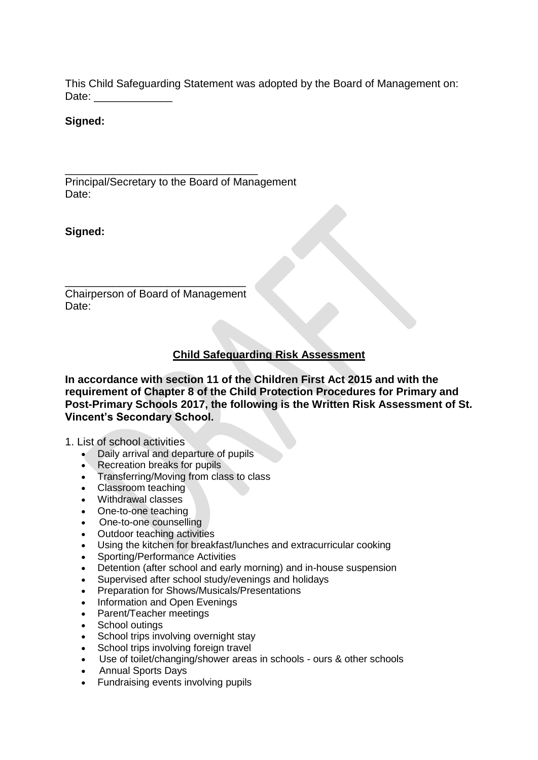This Child Safeguarding Statement was adopted by the Board of Management on:
Date: _____________

**Signed:**

________________________________
Principal/Secretary to the Board of Management
Date:

**Signed:**

______________________________
Chairperson of Board of Management
Date:

## Child Safeguarding Risk Assessment

**In accordance with section 11 of the Children First Act 2015 and with the requirement of Chapter 8 of the Child Protection Procedures for Primary and Post-Primary Schools 2017, the following is the Written Risk Assessment of St. Vincent's Secondary School.**

1. List of school activities

- Daily arrival and departure of pupils
- Recreation breaks for pupils
- Transferring/Moving from class to class
- Classroom teaching
- Withdrawal classes
- One-to-one teaching
- One-to-one counselling
- Outdoor teaching activities
- Using the kitchen for breakfast/lunches and extracurricular cooking
- Sporting/Performance Activities
- Detention (after school and early morning) and in-house suspension
- Supervised after school study/evenings and holidays
- Preparation for Shows/Musicals/Presentations
- Information and Open Evenings
- Parent/Teacher meetings
- School outings
- School trips involving overnight stay
- School trips involving foreign travel
- Use of toilet/changing/shower areas in schools - ours & other schools
- Annual Sports Days
- Fundraising events involving pupils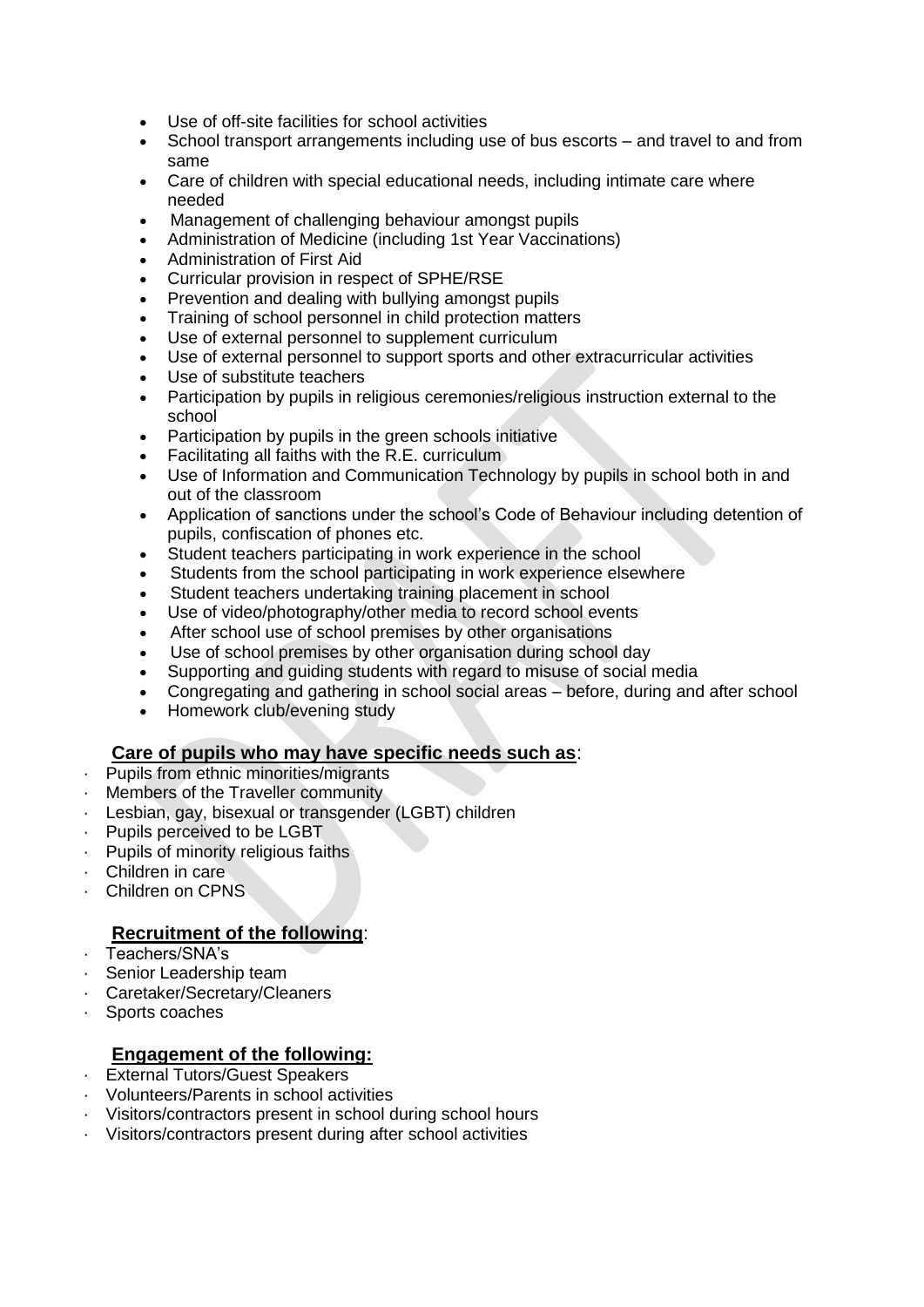- Use of off-site facilities for school activities
- School transport arrangements including use of bus escorts – and travel to and from same
- Care of children with special educational needs, including intimate care where needed
- Management of challenging behaviour amongst pupils
- Administration of Medicine (including 1st Year Vaccinations)
- Administration of First Aid
- Curricular provision in respect of SPHE/RSE
- Prevention and dealing with bullying amongst pupils
- Training of school personnel in child protection matters
- Use of external personnel to supplement curriculum
- Use of external personnel to support sports and other extracurricular activities
- Use of substitute teachers
- Participation by pupils in religious ceremonies/religious instruction external to the school
- Participation by pupils in the green schools initiative
- Facilitating all faiths with the R.E. curriculum
- Use of Information and Communication Technology by pupils in school both in and out of the classroom
- Application of sanctions under the school's Code of Behaviour including detention of pupils, confiscation of phones etc.
- Student teachers participating in work experience in the school
- Students from the school participating in work experience elsewhere
- Student teachers undertaking training placement in school
- Use of video/photography/other media to record school events
- After school use of school premises by other organisations
- Use of school premises by other organisation during school day
- Supporting and guiding students with regard to misuse of social media
- Congregating and gathering in school social areas – before, during and after school
- Homework club/evening study

**Care of pupils who may have specific needs such as**:

- Pupils from ethnic minorities/migrants
- Members of the Traveller community
- Lesbian, gay, bisexual or transgender (LGBT) children
- Pupils perceived to be LGBT
- Pupils of minority religious faiths
- Children in care
- Children on CPNS

**Recruitment of the following**:

- Teachers/SNA's
- Senior Leadership team
- Caretaker/Secretary/Cleaners
- Sports coaches

**Engagement of the following:**

- External Tutors/Guest Speakers
- Volunteers/Parents in school activities
- Visitors/contractors present in school during school hours
- Visitors/contractors present during after school activities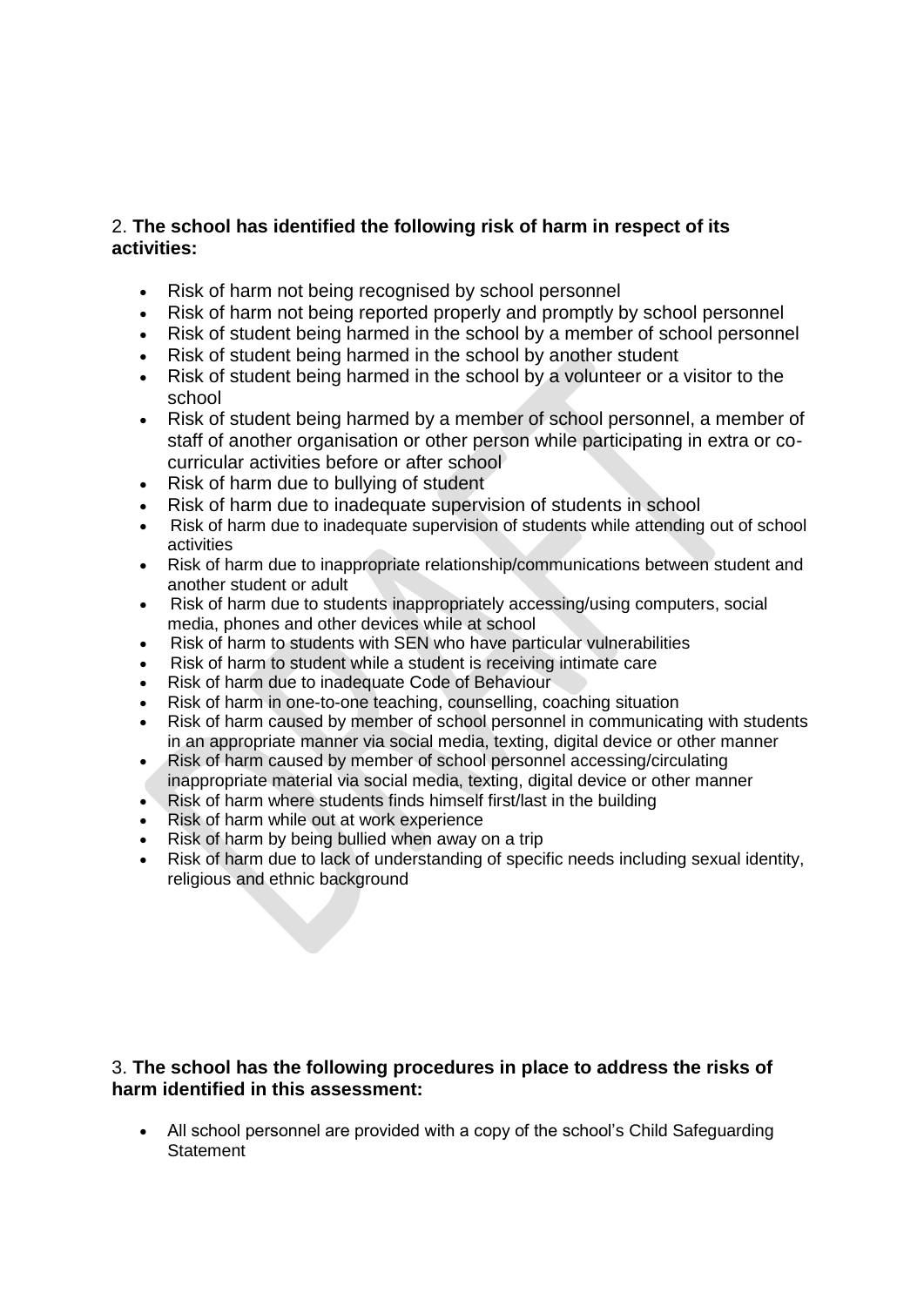2. **The school has identified the following risk of harm in respect of its activities:**

- Risk of harm not being recognised by school personnel
- Risk of harm not being reported properly and promptly by school personnel
- Risk of student being harmed in the school by a member of school personnel
- Risk of student being harmed in the school by another student
- Risk of student being harmed in the school by a volunteer or a visitor to the school
- Risk of student being harmed by a member of school personnel, a member of staff of another organisation or other person while participating in extra or co-curricular activities before or after school
- Risk of harm due to bullying of student
- Risk of harm due to inadequate supervision of students in school
- Risk of harm due to inadequate supervision of students while attending out of school activities
- Risk of harm due to inappropriate relationship/communications between student and another student or adult
- Risk of harm due to students inappropriately accessing/using computers, social media, phones and other devices while at school
- Risk of harm to students with SEN who have particular vulnerabilities
- Risk of harm to student while a student is receiving intimate care
- Risk of harm due to inadequate Code of Behaviour
- Risk of harm in one-to-one teaching, counselling, coaching situation
- Risk of harm caused by member of school personnel in communicating with students in an appropriate manner via social media, texting, digital device or other manner
- Risk of harm caused by member of school personnel accessing/circulating inappropriate material via social media, texting, digital device or other manner
- Risk of harm where students finds himself first/last in the building
- Risk of harm while out at work experience
- Risk of harm by being bullied when away on a trip
- Risk of harm due to lack of understanding of specific needs including sexual identity, religious and ethnic background

3. **The school has the following procedures in place to address the risks of harm identified in this assessment:**

- All school personnel are provided with a copy of the school's Child Safeguarding Statement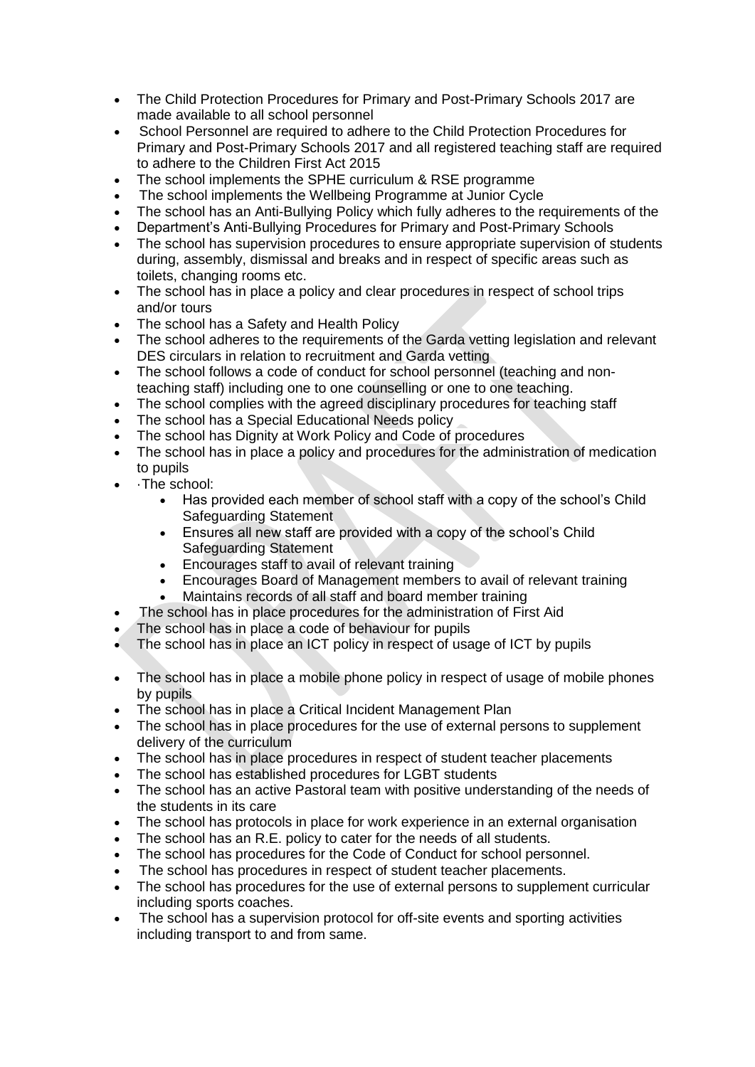- The Child Protection Procedures for Primary and Post-Primary Schools 2017 are made available to all school personnel
- School Personnel are required to adhere to the Child Protection Procedures for Primary and Post-Primary Schools 2017 and all registered teaching staff are required to adhere to the Children First Act 2015
- The school implements the SPHE curriculum & RSE programme
- The school implements the Wellbeing Programme at Junior Cycle
- The school has an Anti-Bullying Policy which fully adheres to the requirements of the
- Department's Anti-Bullying Procedures for Primary and Post-Primary Schools
- The school has supervision procedures to ensure appropriate supervision of students during, assembly, dismissal and breaks and in respect of specific areas such as toilets, changing rooms etc.
- The school has in place a policy and clear procedures in respect of school trips and/or tours
- The school has a Safety and Health Policy
- The school adheres to the requirements of the Garda vetting legislation and relevant DES circulars in relation to recruitment and Garda vetting
- The school follows a code of conduct for school personnel (teaching and non-teaching staff) including one to one counselling or one to one teaching.
- The school complies with the agreed disciplinary procedures for teaching staff
- The school has a Special Educational Needs policy
- The school has Dignity at Work Policy and Code of procedures
- The school has in place a policy and procedures for the administration of medication to pupils
- ·The school:
    - Has provided each member of school staff with a copy of the school's Child Safeguarding Statement
    - Ensures all new staff are provided with a copy of the school's Child Safeguarding Statement
    - Encourages staff to avail of relevant training
    - Encourages Board of Management members to avail of relevant training
    - Maintains records of all staff and board member training
- The school has in place procedures for the administration of First Aid
- The school has in place a code of behaviour for pupils
- The school has in place an ICT policy in respect of usage of ICT by pupils
- The school has in place a mobile phone policy in respect of usage of mobile phones by pupils
- The school has in place a Critical Incident Management Plan
- The school has in place procedures for the use of external persons to supplement delivery of the curriculum
- The school has in place procedures in respect of student teacher placements
- The school has established procedures for LGBT students
- The school has an active Pastoral team with positive understanding of the needs of the students in its care
- The school has protocols in place for work experience in an external organisation
- The school has an R.E. policy to cater for the needs of all students.
- The school has procedures for the Code of Conduct for school personnel.
- The school has procedures in respect of student teacher placements.
- The school has procedures for the use of external persons to supplement curricular including sports coaches.
- The school has a supervision protocol for off-site events and sporting activities including transport to and from same.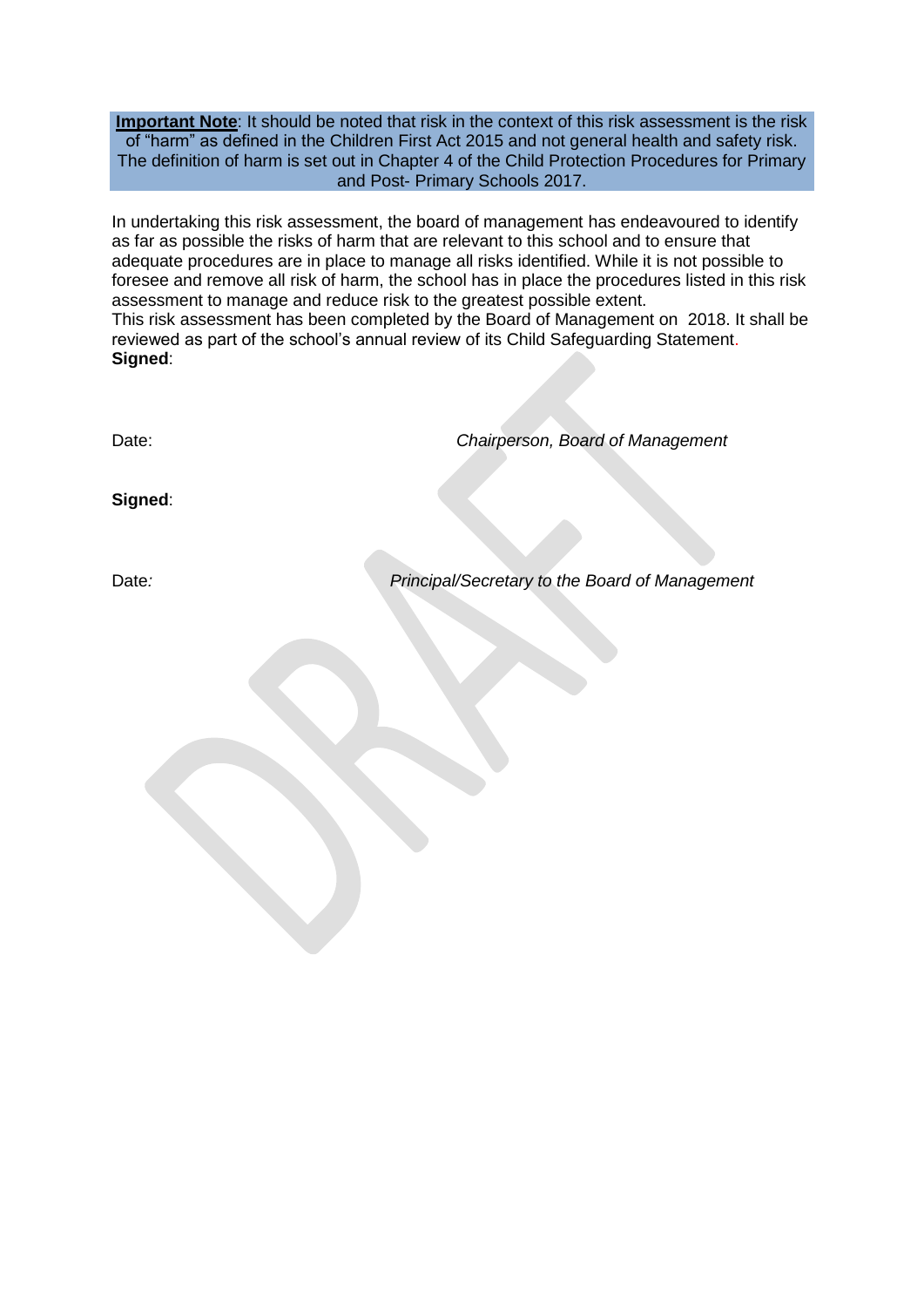**<u>Important Note</u>**: It should be noted that risk in the context of this risk assessment is the risk of "harm" as defined in the Children First Act 2015 and not general health and safety risk. The definition of harm is set out in Chapter 4 of the Child Protection Procedures for Primary and Post- Primary Schools 2017.

In undertaking this risk assessment, the board of management has endeavoured to identify as far as possible the risks of harm that are relevant to this school and to ensure that adequate procedures are in place to manage all risks identified. While it is not possible to foresee and remove all risk of harm, the school has in place the procedures listed in this risk assessment to manage and reduce risk to the greatest possible extent.
This risk assessment has been completed by the Board of Management on 2018. It shall be reviewed as part of the school's annual review of its Child Safeguarding Statement.

**Signed**:

Date: *Chairperson, Board of Management*

**Signed**:

Date: *Principal/Secretary to the Board of Management*

DRAFT